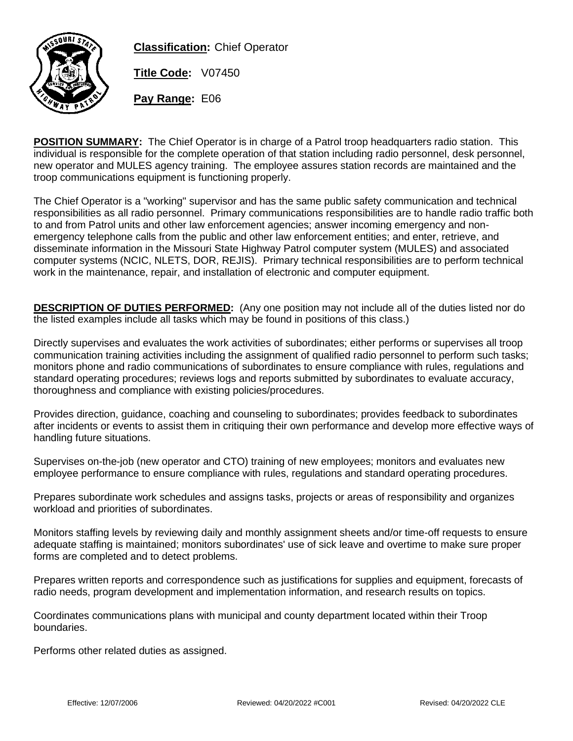**Classification:** Chief Operator

**Title Code:** V07450

**Pay Range:** E06

**POSITION SUMMARY:** The Chief Operator is in charge of a Patrol troop headquarters radio station. This individual is responsible for the complete operation of that station including radio personnel, desk personnel, new operator and MULES agency training. The employee assures station records are maintained and the troop communications equipment is functioning properly.

The Chief Operator is a "working" supervisor and has the same public safety communication and technical responsibilities as all radio personnel. Primary communications responsibilities are to handle radio traffic both to and from Patrol units and other law enforcement agencies; answer incoming emergency and non-emergency telephone calls from the public and other law enforcement entities; and enter, retrieve, and disseminate information in the Missouri State Highway Patrol computer system (MULES) and associated computer systems (NCIC, NLETS, DOR, REJIS). Primary technical responsibilities are to perform technical work in the maintenance, repair, and installation of electronic and computer equipment.

**DESCRIPTION OF DUTIES PERFORMED:** (Any one position may not include all of the duties listed nor do the listed examples include all tasks which may be found in positions of this class.)

Directly supervises and evaluates the work activities of subordinates; either performs or supervises all troop communication training activities including the assignment of qualified radio personnel to perform such tasks; monitors phone and radio communications of subordinates to ensure compliance with rules, regulations and standard operating procedures; reviews logs and reports submitted by subordinates to evaluate accuracy, thoroughness and compliance with existing policies/procedures.

Provides direction, guidance, coaching and counseling to subordinates; provides feedback to subordinates after incidents or events to assist them in critiquing their own performance and develop more effective ways of handling future situations.

Supervises on-the-job (new operator and CTO) training of new employees; monitors and evaluates new employee performance to ensure compliance with rules, regulations and standard operating procedures.

Prepares subordinate work schedules and assigns tasks, projects or areas of responsibility and organizes workload and priorities of subordinates.

Monitors staffing levels by reviewing daily and monthly assignment sheets and/or time-off requests to ensure adequate staffing is maintained; monitors subordinates' use of sick leave and overtime to make sure proper forms are completed and to detect problems.

Prepares written reports and correspondence such as justifications for supplies and equipment, forecasts of radio needs, program development and implementation information, and research results on topics.

Coordinates communications plans with municipal and county department located within their Troop boundaries.

Performs other related duties as assigned.

Effective: 12/07/2006 Reviewed: 04/20/2022 #C001 Revised: 04/20/2022 CLE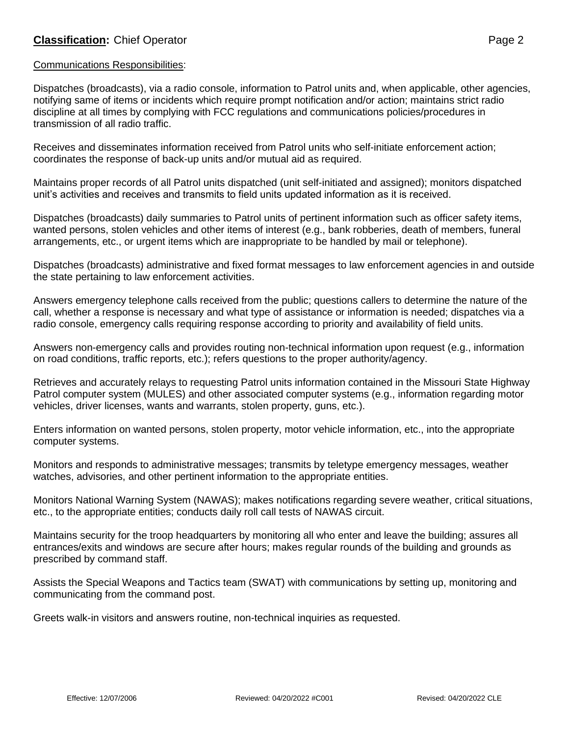**Classification:** Chief Operator

Communications Responsibilities:

Dispatches (broadcasts), via a radio console, information to Patrol units and, when applicable, other agencies, notifying same of items or incidents which require prompt notification and/or action; maintains strict radio discipline at all times by complying with FCC regulations and communications policies/procedures in transmission of all radio traffic.

Receives and disseminates information received from Patrol units who self-initiate enforcement action; coordinates the response of back-up units and/or mutual aid as required.

Maintains proper records of all Patrol units dispatched (unit self-initiated and assigned); monitors dispatched unit's activities and receives and transmits to field units updated information as it is received.

Dispatches (broadcasts) daily summaries to Patrol units of pertinent information such as officer safety items, wanted persons, stolen vehicles and other items of interest (e.g., bank robberies, death of members, funeral arrangements, etc., or urgent items which are inappropriate to be handled by mail or telephone).

Dispatches (broadcasts) administrative and fixed format messages to law enforcement agencies in and outside the state pertaining to law enforcement activities.

Answers emergency telephone calls received from the public; questions callers to determine the nature of the call, whether a response is necessary and what type of assistance or information is needed; dispatches via a radio console, emergency calls requiring response according to priority and availability of field units.

Answers non-emergency calls and provides routing non-technical information upon request (e.g., information on road conditions, traffic reports, etc.); refers questions to the proper authority/agency.

Retrieves and accurately relays to requesting Patrol units information contained in the Missouri State Highway Patrol computer system (MULES) and other associated computer systems (e.g., information regarding motor vehicles, driver licenses, wants and warrants, stolen property, guns, etc.).

Enters information on wanted persons, stolen property, motor vehicle information, etc., into the appropriate computer systems.

Monitors and responds to administrative messages; transmits by teletype emergency messages, weather watches, advisories, and other pertinent information to the appropriate entities.

Monitors National Warning System (NAWAS); makes notifications regarding severe weather, critical situations, etc., to the appropriate entities; conducts daily roll call tests of NAWAS circuit.

Maintains security for the troop headquarters by monitoring all who enter and leave the building; assures all entrances/exits and windows are secure after hours; makes regular rounds of the building and grounds as prescribed by command staff.

Assists the Special Weapons and Tactics team (SWAT) with communications by setting up, monitoring and communicating from the command post.

Greets walk-in visitors and answers routine, non-technical inquiries as requested.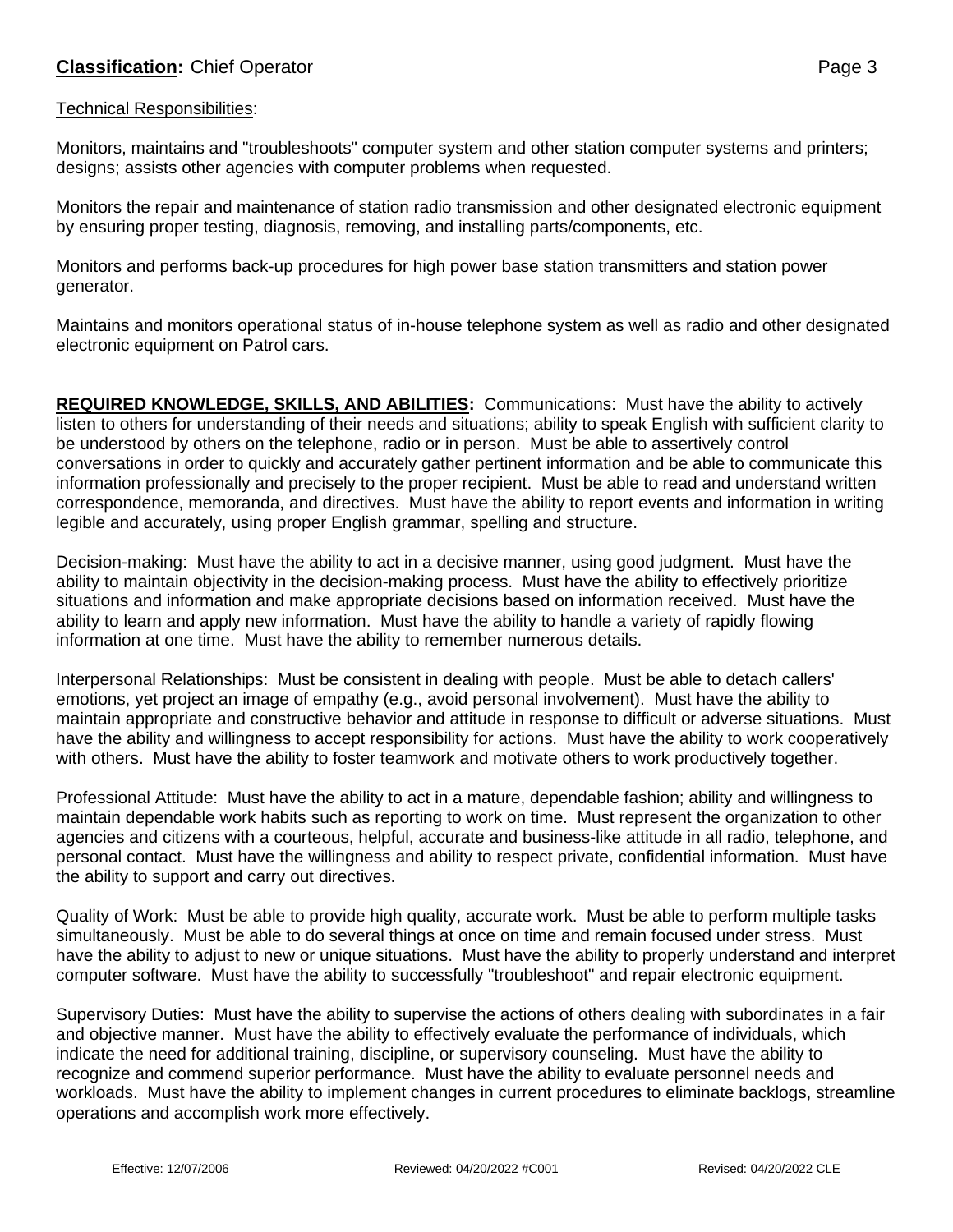Technical Responsibilities:

Monitors, maintains and "troubleshoots" computer system and other station computer systems and printers; designs; assists other agencies with computer problems when requested.

Monitors the repair and maintenance of station radio transmission and other designated electronic equipment by ensuring proper testing, diagnosis, removing, and installing parts/components, etc.

Monitors and performs back-up procedures for high power base station transmitters and station power generator.

Maintains and monitors operational status of in-house telephone system as well as radio and other designated electronic equipment on Patrol cars.

**REQUIRED KNOWLEDGE, SKILLS, AND ABILITIES:** Communications: Must have the ability to actively listen to others for understanding of their needs and situations; ability to speak English with sufficient clarity to be understood by others on the telephone, radio or in person. Must be able to assertively control conversations in order to quickly and accurately gather pertinent information and be able to communicate this information professionally and precisely to the proper recipient. Must be able to read and understand written correspondence, memoranda, and directives. Must have the ability to report events and information in writing legible and accurately, using proper English grammar, spelling and structure.

Decision-making: Must have the ability to act in a decisive manner, using good judgment. Must have the ability to maintain objectivity in the decision-making process. Must have the ability to effectively prioritize situations and information and make appropriate decisions based on information received. Must have the ability to learn and apply new information. Must have the ability to handle a variety of rapidly flowing information at one time. Must have the ability to remember numerous details.

Interpersonal Relationships: Must be consistent in dealing with people. Must be able to detach callers' emotions, yet project an image of empathy (e.g., avoid personal involvement). Must have the ability to maintain appropriate and constructive behavior and attitude in response to difficult or adverse situations. Must have the ability and willingness to accept responsibility for actions. Must have the ability to work cooperatively with others. Must have the ability to foster teamwork and motivate others to work productively together.

Professional Attitude: Must have the ability to act in a mature, dependable fashion; ability and willingness to maintain dependable work habits such as reporting to work on time. Must represent the organization to other agencies and citizens with a courteous, helpful, accurate and business-like attitude in all radio, telephone, and personal contact. Must have the willingness and ability to respect private, confidential information. Must have the ability to support and carry out directives.

Quality of Work: Must be able to provide high quality, accurate work. Must be able to perform multiple tasks simultaneously. Must be able to do several things at once on time and remain focused under stress. Must have the ability to adjust to new or unique situations. Must have the ability to properly understand and interpret computer software. Must have the ability to successfully "troubleshoot" and repair electronic equipment.

Supervisory Duties: Must have the ability to supervise the actions of others dealing with subordinates in a fair and objective manner. Must have the ability to effectively evaluate the performance of individuals, which indicate the need for additional training, discipline, or supervisory counseling. Must have the ability to recognize and commend superior performance. Must have the ability to evaluate personnel needs and workloads. Must have the ability to implement changes in current procedures to eliminate backlogs, streamline operations and accomplish work more effectively.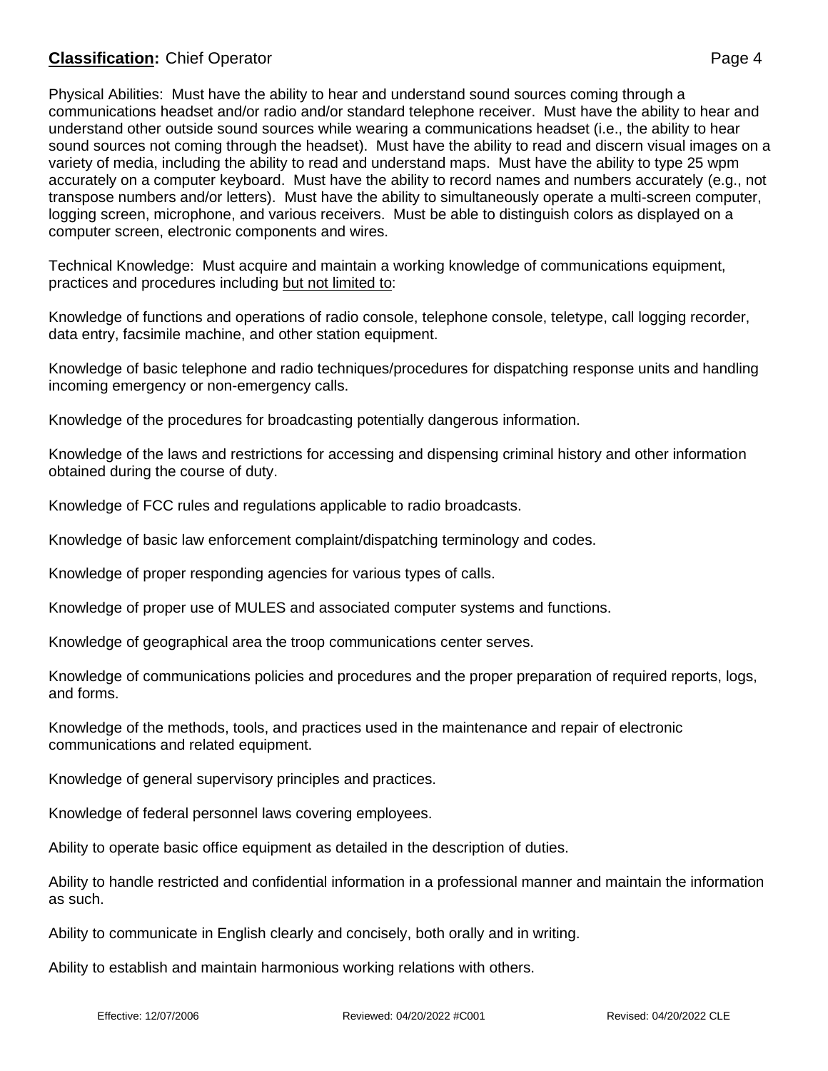Physical Abilities: Must have the ability to hear and understand sound sources coming through a communications headset and/or radio and/or standard telephone receiver. Must have the ability to hear and understand other outside sound sources while wearing a communications headset (i.e., the ability to hear sound sources not coming through the headset). Must have the ability to read and discern visual images on a variety of media, including the ability to read and understand maps. Must have the ability to type 25 wpm accurately on a computer keyboard. Must have the ability to record names and numbers accurately (e.g., not transpose numbers and/or letters). Must have the ability to simultaneously operate a multi-screen computer, logging screen, microphone, and various receivers. Must be able to distinguish colors as displayed on a computer screen, electronic components and wires.

Technical Knowledge: Must acquire and maintain a working knowledge of communications equipment, practices and procedures including <u>but not limited to</u>:

Knowledge of functions and operations of radio console, telephone console, teletype, call logging recorder, data entry, facsimile machine, and other station equipment.

Knowledge of basic telephone and radio techniques/procedures for dispatching response units and handling incoming emergency or non-emergency calls.

Knowledge of the procedures for broadcasting potentially dangerous information.

Knowledge of the laws and restrictions for accessing and dispensing criminal history and other information obtained during the course of duty.

Knowledge of FCC rules and regulations applicable to radio broadcasts.

Knowledge of basic law enforcement complaint/dispatching terminology and codes.

Knowledge of proper responding agencies for various types of calls.

Knowledge of proper use of MULES and associated computer systems and functions.

Knowledge of geographical area the troop communications center serves.

Knowledge of communications policies and procedures and the proper preparation of required reports, logs, and forms.

Knowledge of the methods, tools, and practices used in the maintenance and repair of electronic communications and related equipment.

Knowledge of general supervisory principles and practices.

Knowledge of federal personnel laws covering employees.

Ability to operate basic office equipment as detailed in the description of duties.

Ability to handle restricted and confidential information in a professional manner and maintain the information as such.

Ability to communicate in English clearly and concisely, both orally and in writing.

Ability to establish and maintain harmonious working relations with others.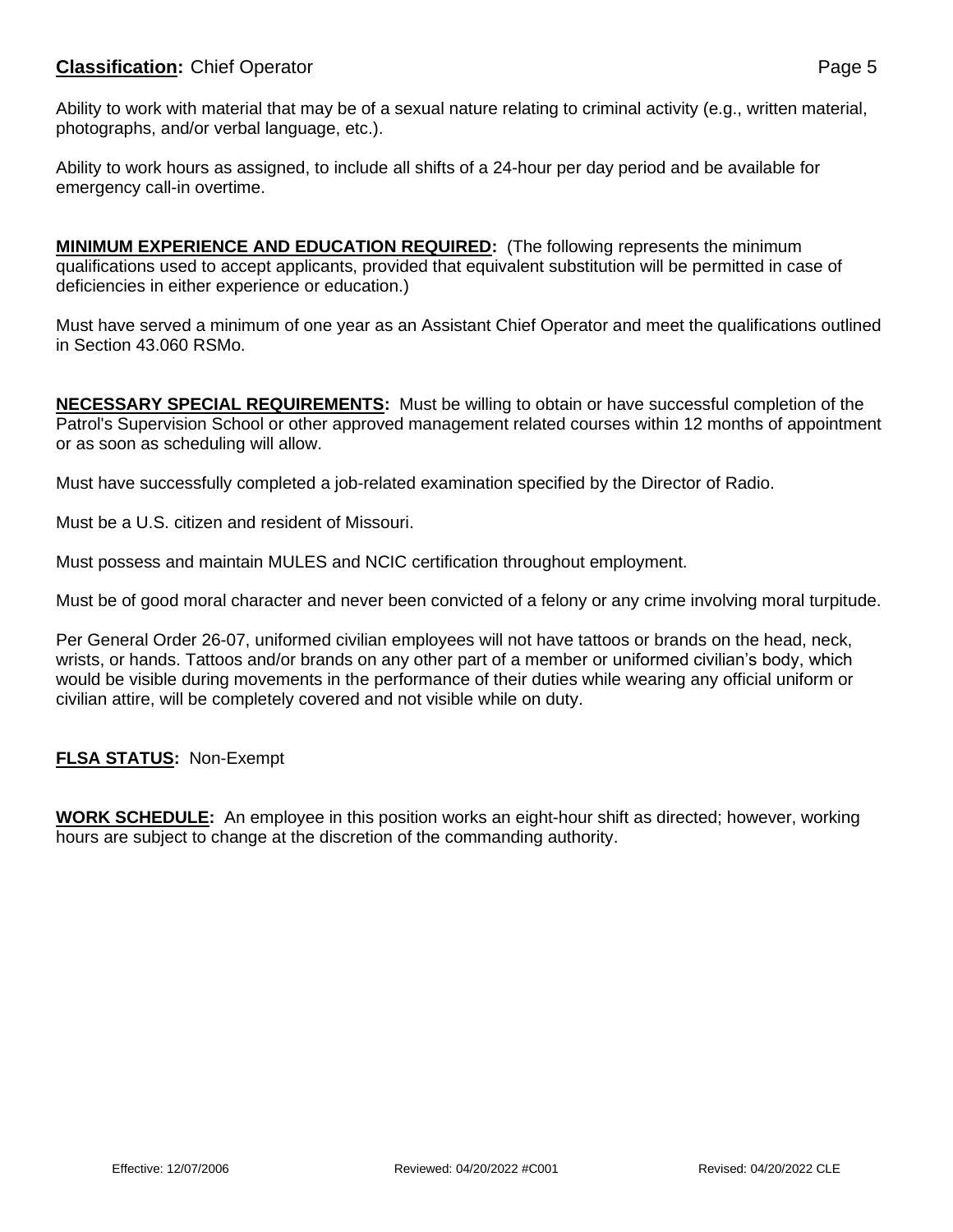Ability to work with material that may be of a sexual nature relating to criminal activity (e.g., written material, photographs, and/or verbal language, etc.).

Ability to work hours as assigned, to include all shifts of a 24-hour per day period and be available for emergency call-in overtime.

**MINIMUM EXPERIENCE AND EDUCATION REQUIRED:** (The following represents the minimum qualifications used to accept applicants, provided that equivalent substitution will be permitted in case of deficiencies in either experience or education.)

Must have served a minimum of one year as an Assistant Chief Operator and meet the qualifications outlined in Section 43.060 RSMo.

**NECESSARY SPECIAL REQUIREMENTS:** Must be willing to obtain or have successful completion of the Patrol's Supervision School or other approved management related courses within 12 months of appointment or as soon as scheduling will allow.

Must have successfully completed a job-related examination specified by the Director of Radio.

Must be a U.S. citizen and resident of Missouri.

Must possess and maintain MULES and NCIC certification throughout employment.

Must be of good moral character and never been convicted of a felony or any crime involving moral turpitude.

Per General Order 26-07, uniformed civilian employees will not have tattoos or brands on the head, neck, wrists, or hands. Tattoos and/or brands on any other part of a member or uniformed civilian's body, which would be visible during movements in the performance of their duties while wearing any official uniform or civilian attire, will be completely covered and not visible while on duty.

**FLSA STATUS:** Non-Exempt

**WORK SCHEDULE:** An employee in this position works an eight-hour shift as directed; however, working hours are subject to change at the discretion of the commanding authority.

Effective: 12/07/2006 Reviewed: 04/20/2022 #C001 Revised: 04/20/2022 CLE